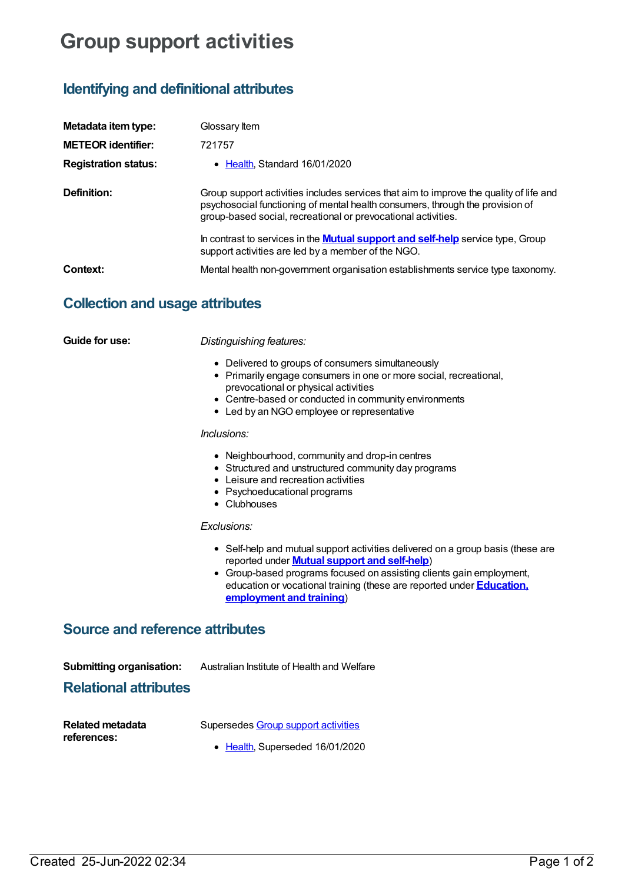# Group support activities

## Identifying and definitional attributes

**Metadata item type:** Glossary Item

**METEOR identifier:** 721757

**Registration status:**

- Health, Standard 16/01/2020

**Definition:** Group support activities includes services that aim to improve the quality of life and psychosocial functioning of mental health consumers, through the provision of group-based social, recreational or prevocational activities.

In contrast to services in the **Mutual support and self-help** service type, Group support activities are led by a member of the NGO.

**Context:** Mental health non-government organisation establishments service type taxonomy.

## Collection and usage attributes

**Guide for use:**

*Distinguishing features:*

- Delivered to groups of consumers simultaneously
- Primarily engage consumers in one or more social, recreational, prevocational or physical activities
- Centre-based or conducted in community environments
- Led by an NGO employee or representative

*Inclusions:*

- Neighbourhood, community and drop-in centres
- Structured and unstructured community day programs
- Leisure and recreation activities
- Psychoeducational programs
- Clubhouses

*Exclusions:*

- Self-help and mutual support activities delivered on a group basis (these are reported under **Mutual support and self-help**)
- Group-based programs focused on assisting clients gain employment, education or vocational training (these are reported under **Education, employment and training**)

## Source and reference attributes

**Submitting organisation:** Australian Institute of Health and Welfare

## Relational attributes

**Related metadata references:**

Supersedes Group support activities

- Health, Superseded 16/01/2020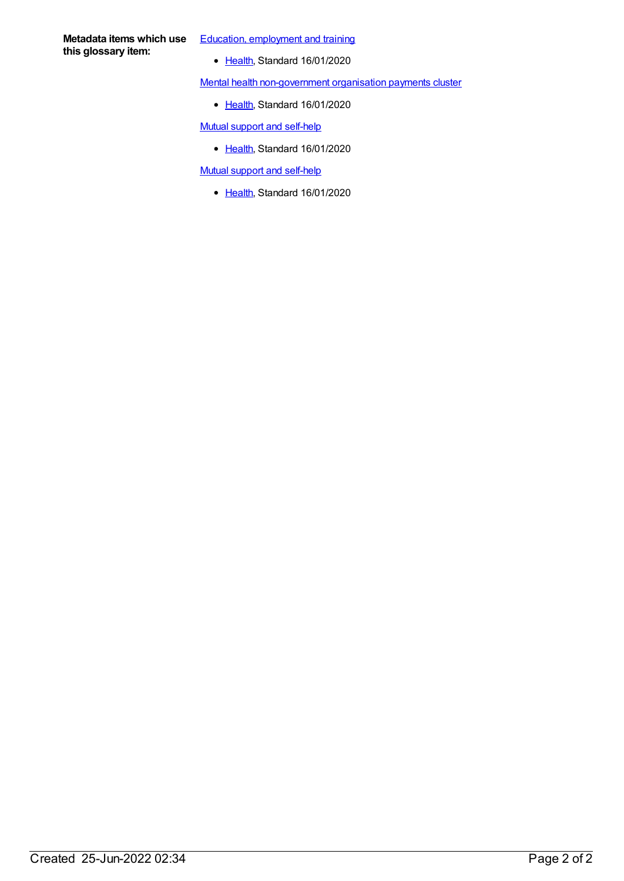**Metadata items which use this glossary item:**

Education, employment and training

- Health, Standard 16/01/2020

Mental health non-government organisation payments cluster

- Health, Standard 16/01/2020

Mutual support and self-help

- Health, Standard 16/01/2020

Mutual support and self-help

- Health, Standard 16/01/2020